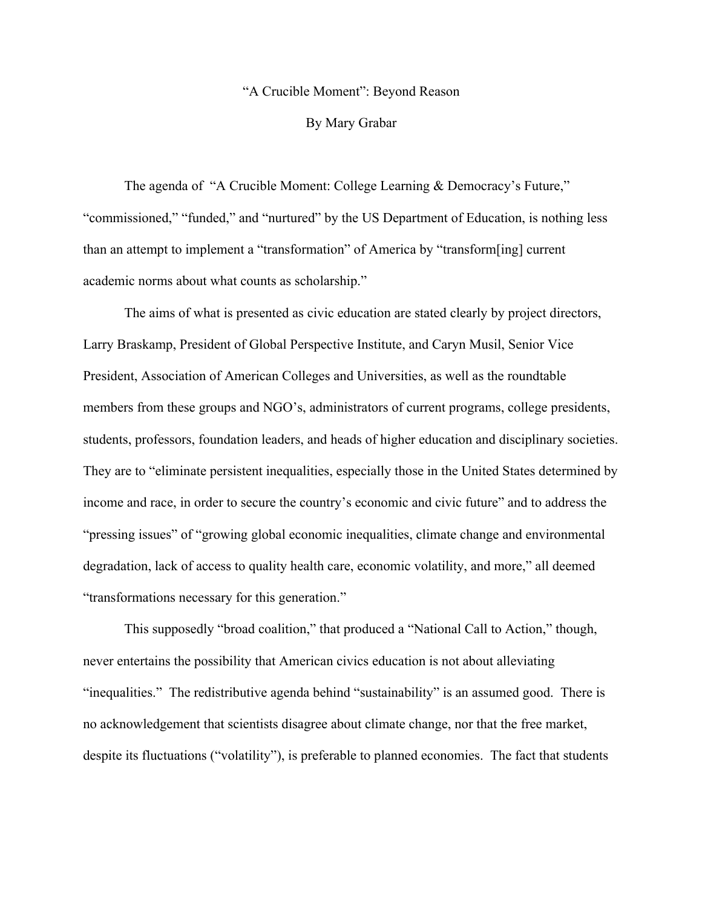# "A Crucible Moment": Beyond Reason

By Mary Grabar

The agenda of "A Crucible Moment: College Learning & Democracy's Future," "commissioned," "funded," and "nurtured" by the US Department of Education, is nothing less than an attempt to implement a "transformation" of America by "transform[ing] current academic norms about what counts as scholarship."

The aims of what is presented as civic education are stated clearly by project directors, Larry Braskamp, President of Global Perspective Institute, and Caryn Musil, Senior Vice President, Association of American Colleges and Universities, as well as the roundtable members from these groups and NGO's, administrators of current programs, college presidents, students, professors, foundation leaders, and heads of higher education and disciplinary societies. They are to "eliminate persistent inequalities, especially those in the United States determined by income and race, in order to secure the country's economic and civic future" and to address the "pressing issues" of "growing global economic inequalities, climate change and environmental degradation, lack of access to quality health care, economic volatility, and more," all deemed "transformations necessary for this generation."

This supposedly "broad coalition," that produced a "National Call to Action," though, never entertains the possibility that American civics education is not about alleviating "inequalities." The redistributive agenda behind "sustainability" is an assumed good. There is no acknowledgement that scientists disagree about climate change, nor that the free market, despite its fluctuations ("volatility"), is preferable to planned economies. The fact that students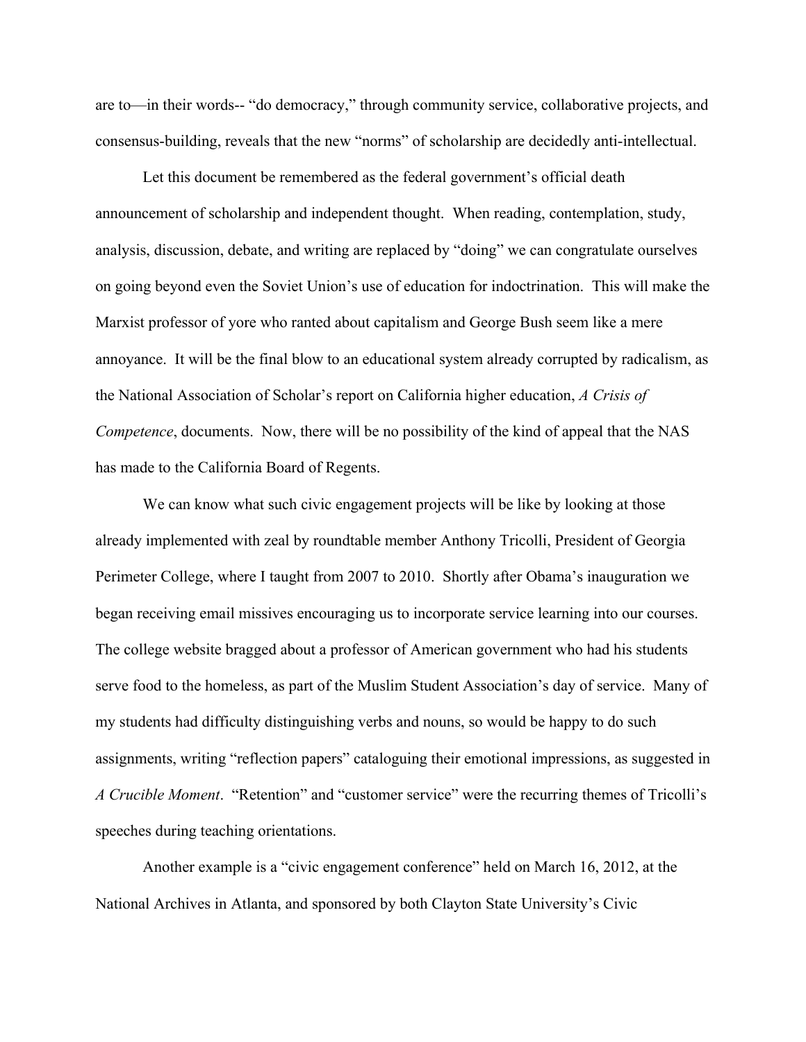are to—in their words-- "do democracy," through community service, collaborative projects, and consensus-building, reveals that the new "norms" of scholarship are decidedly anti-intellectual.

Let this document be remembered as the federal government's official death announcement of scholarship and independent thought. When reading, contemplation, study, analysis, discussion, debate, and writing are replaced by "doing" we can congratulate ourselves on going beyond even the Soviet Union's use of education for indoctrination. This will make the Marxist professor of yore who ranted about capitalism and George Bush seem like a mere annoyance. It will be the final blow to an educational system already corrupted by radicalism, as the National Association of Scholar's report on California higher education, *A Crisis of Competence*, documents. Now, there will be no possibility of the kind of appeal that the NAS has made to the California Board of Regents.

We can know what such civic engagement projects will be like by looking at those already implemented with zeal by roundtable member Anthony Tricolli, President of Georgia Perimeter College, where I taught from 2007 to 2010. Shortly after Obama's inauguration we began receiving email missives encouraging us to incorporate service learning into our courses. The college website bragged about a professor of American government who had his students serve food to the homeless, as part of the Muslim Student Association's day of service. Many of my students had difficulty distinguishing verbs and nouns, so would be happy to do such assignments, writing "reflection papers" cataloguing their emotional impressions, as suggested in *A Crucible Moment*. "Retention" and "customer service" were the recurring themes of Tricolli's speeches during teaching orientations.

Another example is a "civic engagement conference" held on March 16, 2012, at the National Archives in Atlanta, and sponsored by both Clayton State University's Civic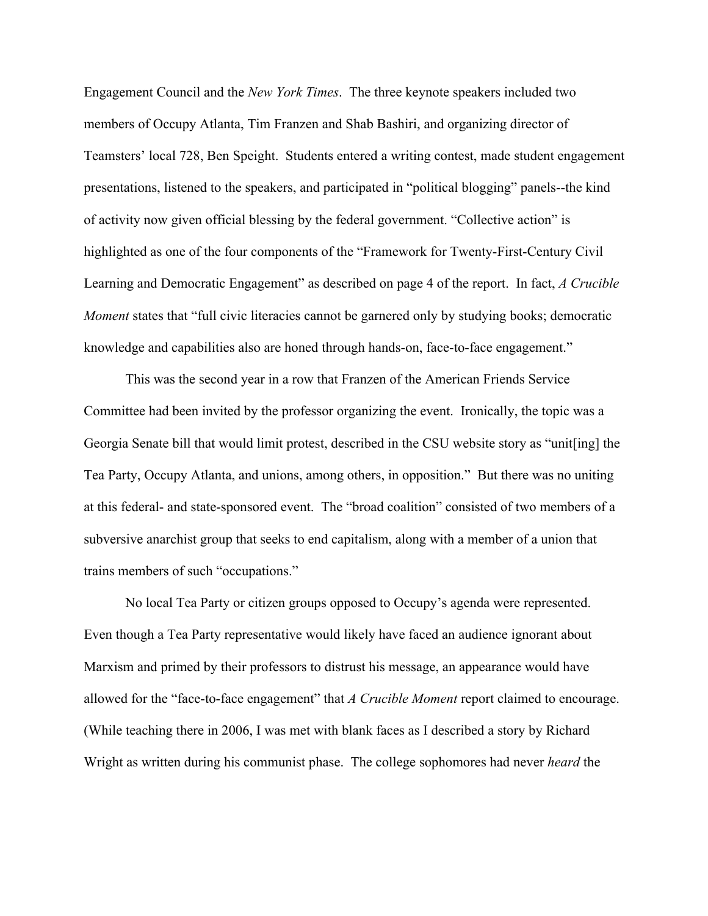Engagement Council and the *New York Times*. The three keynote speakers included two members of Occupy Atlanta, Tim Franzen and Shab Bashiri, and organizing director of Teamsters' local 728, Ben Speight. Students entered a writing contest, made student engagement presentations, listened to the speakers, and participated in "political blogging" panels--the kind of activity now given official blessing by the federal government. "Collective action" is highlighted as one of the four components of the "Framework for Twenty-First-Century Civil Learning and Democratic Engagement" as described on page 4 of the report. In fact, *A Crucible Moment* states that "full civic literacies cannot be garnered only by studying books; democratic knowledge and capabilities also are honed through hands-on, face-to-face engagement."

This was the second year in a row that Franzen of the American Friends Service Committee had been invited by the professor organizing the event. Ironically, the topic was a Georgia Senate bill that would limit protest, described in the CSU website story as "unit[ing] the Tea Party, Occupy Atlanta, and unions, among others, in opposition." But there was no uniting at this federal- and state-sponsored event. The "broad coalition" consisted of two members of a subversive anarchist group that seeks to end capitalism, along with a member of a union that trains members of such "occupations."

No local Tea Party or citizen groups opposed to Occupy's agenda were represented. Even though a Tea Party representative would likely have faced an audience ignorant about Marxism and primed by their professors to distrust his message, an appearance would have allowed for the "face-to-face engagement" that *A Crucible Moment* report claimed to encourage. (While teaching there in 2006, I was met with blank faces as I described a story by Richard Wright as written during his communist phase. The college sophomores had never *heard* the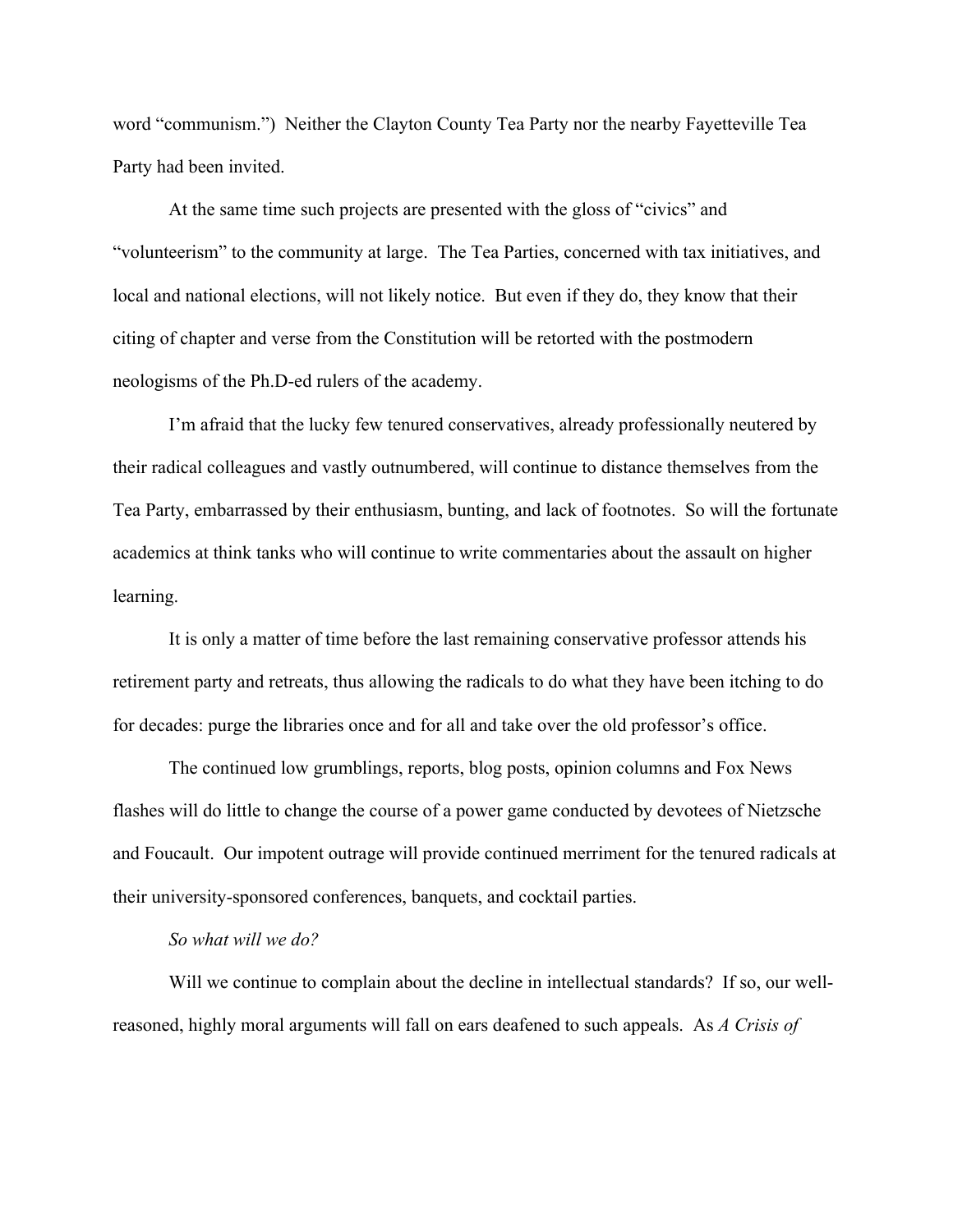word "communism.") Neither the Clayton County Tea Party nor the nearby Fayetteville Tea Party had been invited.

At the same time such projects are presented with the gloss of "civics" and "volunteerism" to the community at large. The Tea Parties, concerned with tax initiatives, and local and national elections, will not likely notice. But even if they do, they know that their citing of chapter and verse from the Constitution will be retorted with the postmodern neologisms of the Ph.D-ed rulers of the academy.

I'm afraid that the lucky few tenured conservatives, already professionally neutered by their radical colleagues and vastly outnumbered, will continue to distance themselves from the Tea Party, embarrassed by their enthusiasm, bunting, and lack of footnotes. So will the fortunate academics at think tanks who will continue to write commentaries about the assault on higher learning.

It is only a matter of time before the last remaining conservative professor attends his retirement party and retreats, thus allowing the radicals to do what they have been itching to do for decades: purge the libraries once and for all and take over the old professor's office.

The continued low grumblings, reports, blog posts, opinion columns and Fox News flashes will do little to change the course of a power game conducted by devotees of Nietzsche and Foucault. Our impotent outrage will provide continued merriment for the tenured radicals at their university-sponsored conferences, banquets, and cocktail parties.

*So what will we do?*

Will we continue to complain about the decline in intellectual standards? If so, our well-reasoned, highly moral arguments will fall on ears deafened to such appeals. As *A Crisis of*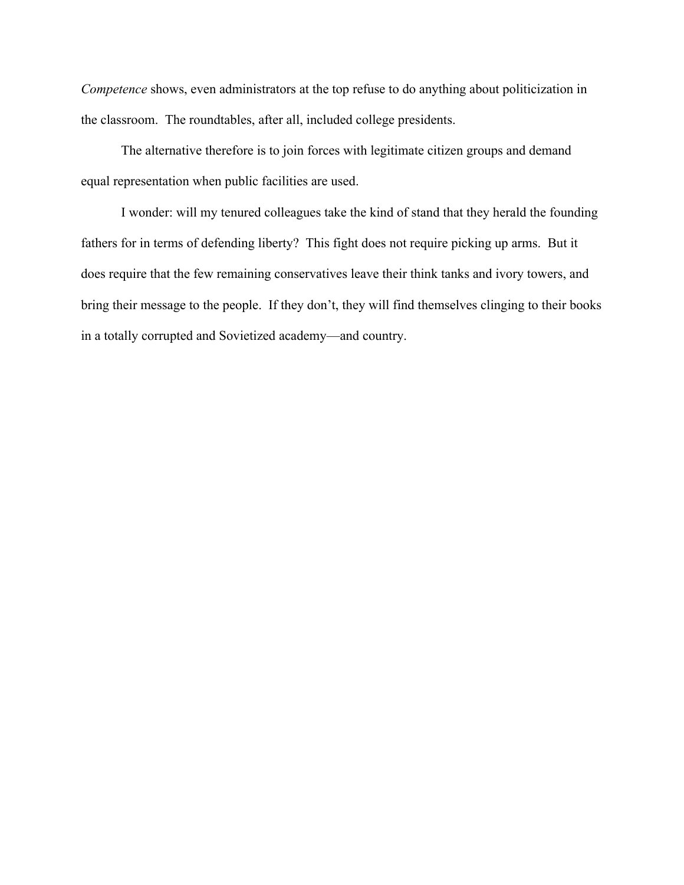*Competence* shows, even administrators at the top refuse to do anything about politicization in the classroom. The roundtables, after all, included college presidents.

The alternative therefore is to join forces with legitimate citizen groups and demand equal representation when public facilities are used.

I wonder: will my tenured colleagues take the kind of stand that they herald the founding fathers for in terms of defending liberty? This fight does not require picking up arms. But it does require that the few remaining conservatives leave their think tanks and ivory towers, and bring their message to the people. If they don't, they will find themselves clinging to their books in a totally corrupted and Sovietized academy—and country.